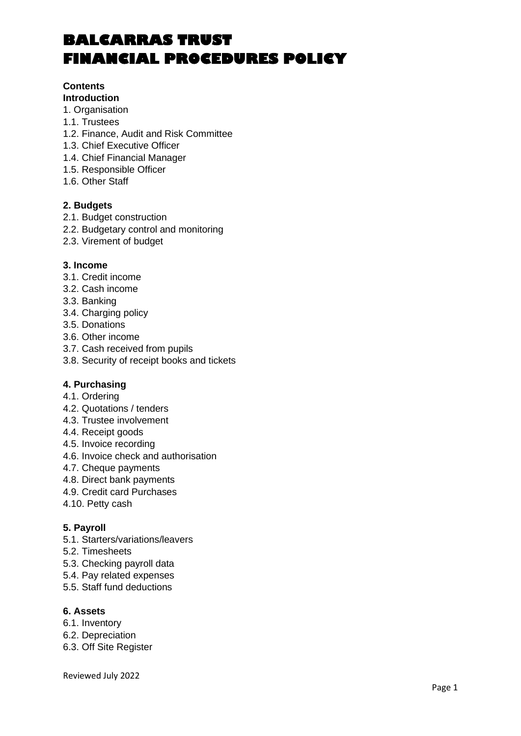# BALCARRAS TRUST FINANCIAL PROCEDURES POLICY

**Contents**

**Introduction**

1. Organisation
1.1. Trustees
1.2. Finance, Audit and Risk Committee
1.3. Chief Executive Officer
1.4. Chief Financial Manager
1.5. Responsible Officer
1.6. Other Staff

**2. Budgets**

2.1. Budget construction
2.2. Budgetary control and monitoring
2.3. Virement of budget

**3. Income**

3.1. Credit income
3.2. Cash income
3.3. Banking
3.4. Charging policy
3.5. Donations
3.6. Other income
3.7. Cash received from pupils
3.8. Security of receipt books and tickets

**4. Purchasing**

4.1. Ordering
4.2. Quotations / tenders
4.3. Trustee involvement
4.4. Receipt goods
4.5. Invoice recording
4.6. Invoice check and authorisation
4.7. Cheque payments
4.8. Direct bank payments
4.9. Credit card Purchases
4.10. Petty cash

**5. Payroll**

5.1. Starters/variations/leavers
5.2. Timesheets
5.3. Checking payroll data
5.4. Pay related expenses
5.5. Staff fund deductions

**6. Assets**

6.1. Inventory
6.2. Depreciation
6.3. Off Site Register

Reviewed July 2022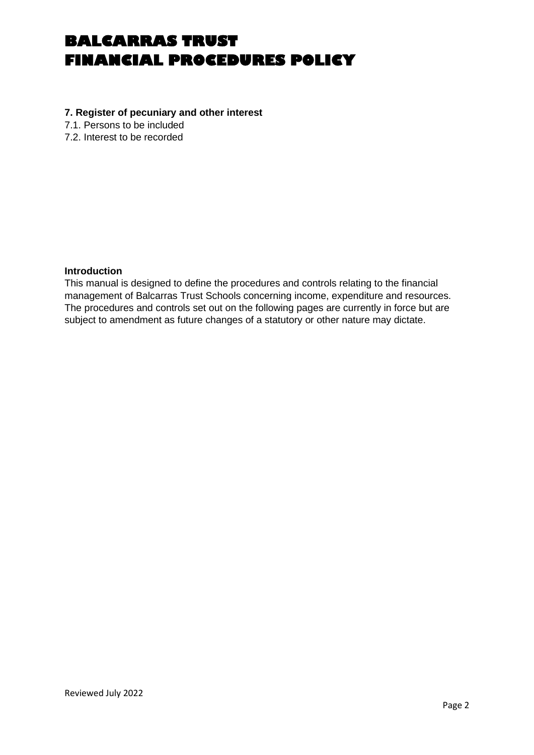**7. Register of pecuniary and other interest**

7.1. Persons to be included

7.2. Interest to be recorded

**Introduction**

This manual is designed to define the procedures and controls relating to the financial management of Balcarras Trust Schools concerning income, expenditure and resources. The procedures and controls set out on the following pages are currently in force but are subject to amendment as future changes of a statutory or other nature may dictate.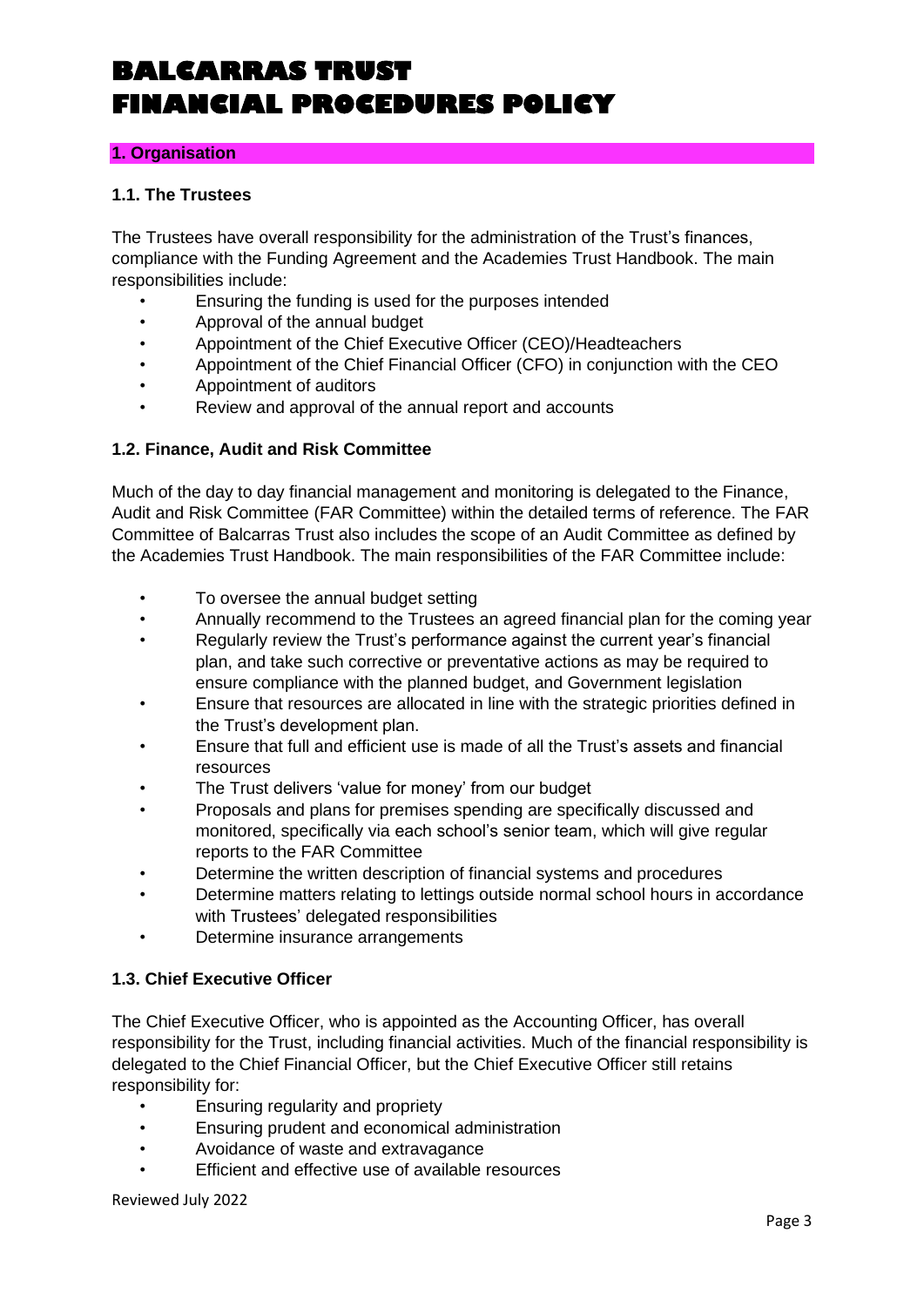# BALCARRAS TRUST FINANCIAL PROCEDURES POLICY

## 1. Organisation

### 1.1. The Trustees

The Trustees have overall responsibility for the administration of the Trust's finances, compliance with the Funding Agreement and the Academies Trust Handbook. The main responsibilities include:

- Ensuring the funding is used for the purposes intended
- Approval of the annual budget
- Appointment of the Chief Executive Officer (CEO)/Headteachers
- Appointment of the Chief Financial Officer (CFO) in conjunction with the CEO
- Appointment of auditors
- Review and approval of the annual report and accounts

### 1.2. Finance, Audit and Risk Committee

Much of the day to day financial management and monitoring is delegated to the Finance, Audit and Risk Committee (FAR Committee) within the detailed terms of reference. The FAR Committee of Balcarras Trust also includes the scope of an Audit Committee as defined by the Academies Trust Handbook. The main responsibilities of the FAR Committee include:

- To oversee the annual budget setting
- Annually recommend to the Trustees an agreed financial plan for the coming year
- Regularly review the Trust's performance against the current year's financial plan, and take such corrective or preventative actions as may be required to ensure compliance with the planned budget, and Government legislation
- Ensure that resources are allocated in line with the strategic priorities defined in the Trust's development plan.
- Ensure that full and efficient use is made of all the Trust's assets and financial resources
- The Trust delivers 'value for money' from our budget
- Proposals and plans for premises spending are specifically discussed and monitored, specifically via each school's senior team, which will give regular reports to the FAR Committee
- Determine the written description of financial systems and procedures
- Determine matters relating to lettings outside normal school hours in accordance with Trustees' delegated responsibilities
- Determine insurance arrangements

### 1.3. Chief Executive Officer

The Chief Executive Officer, who is appointed as the Accounting Officer, has overall responsibility for the Trust, including financial activities. Much of the financial responsibility is delegated to the Chief Financial Officer, but the Chief Executive Officer still retains responsibility for:

- Ensuring regularity and propriety
- Ensuring prudent and economical administration
- Avoidance of waste and extravagance
- Efficient and effective use of available resources

Reviewed July 2022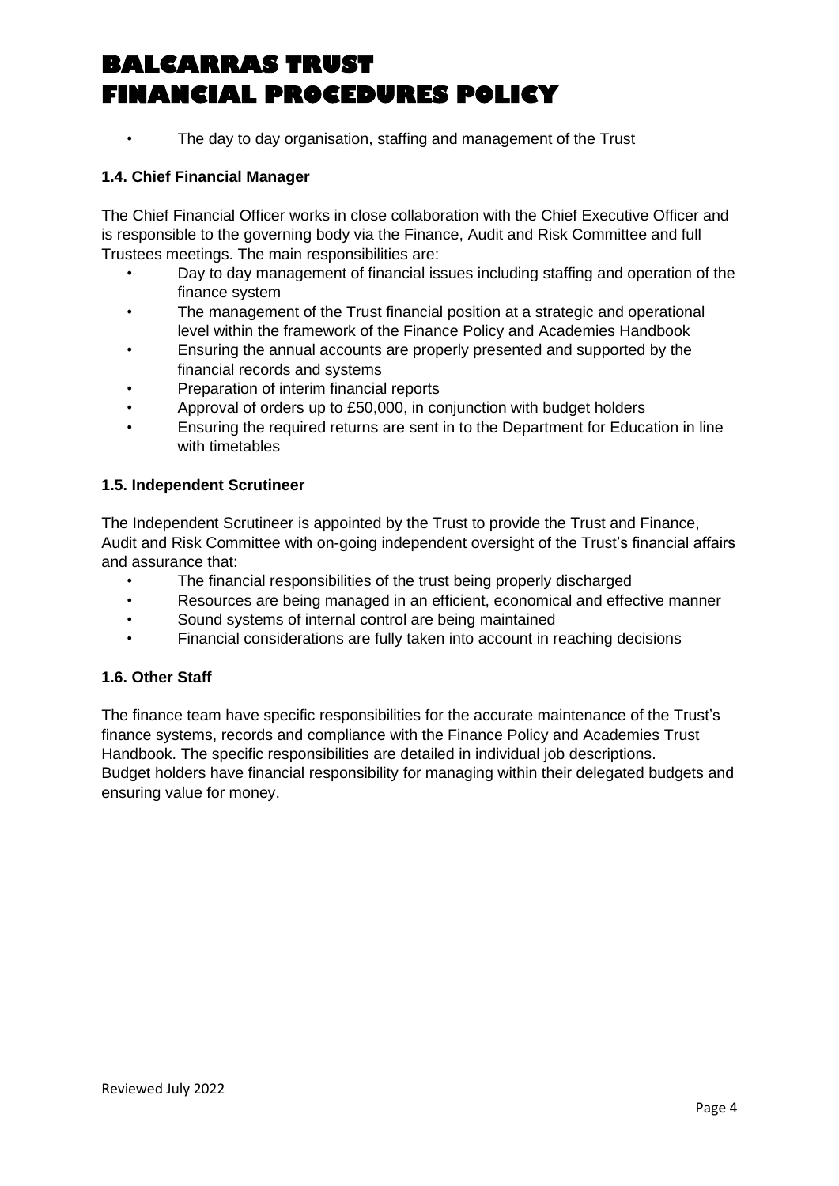- The day to day organisation, staffing and management of the Trust

### 1.4. Chief Financial Manager

The Chief Financial Officer works in close collaboration with the Chief Executive Officer and is responsible to the governing body via the Finance, Audit and Risk Committee and full Trustees meetings. The main responsibilities are:

- Day to day management of financial issues including staffing and operation of the finance system
- The management of the Trust financial position at a strategic and operational level within the framework of the Finance Policy and Academies Handbook
- Ensuring the annual accounts are properly presented and supported by the financial records and systems
- Preparation of interim financial reports
- Approval of orders up to £50,000, in conjunction with budget holders
- Ensuring the required returns are sent in to the Department for Education in line with timetables

### 1.5. Independent Scrutineer

The Independent Scrutineer is appointed by the Trust to provide the Trust and Finance, Audit and Risk Committee with on-going independent oversight of the Trust's financial affairs and assurance that:

- The financial responsibilities of the trust being properly discharged
- Resources are being managed in an efficient, economical and effective manner
- Sound systems of internal control are being maintained
- Financial considerations are fully taken into account in reaching decisions

### 1.6. Other Staff

The finance team have specific responsibilities for the accurate maintenance of the Trust's finance systems, records and compliance with the Finance Policy and Academies Trust Handbook. The specific responsibilities are detailed in individual job descriptions.
Budget holders have financial responsibility for managing within their delegated budgets and ensuring value for money.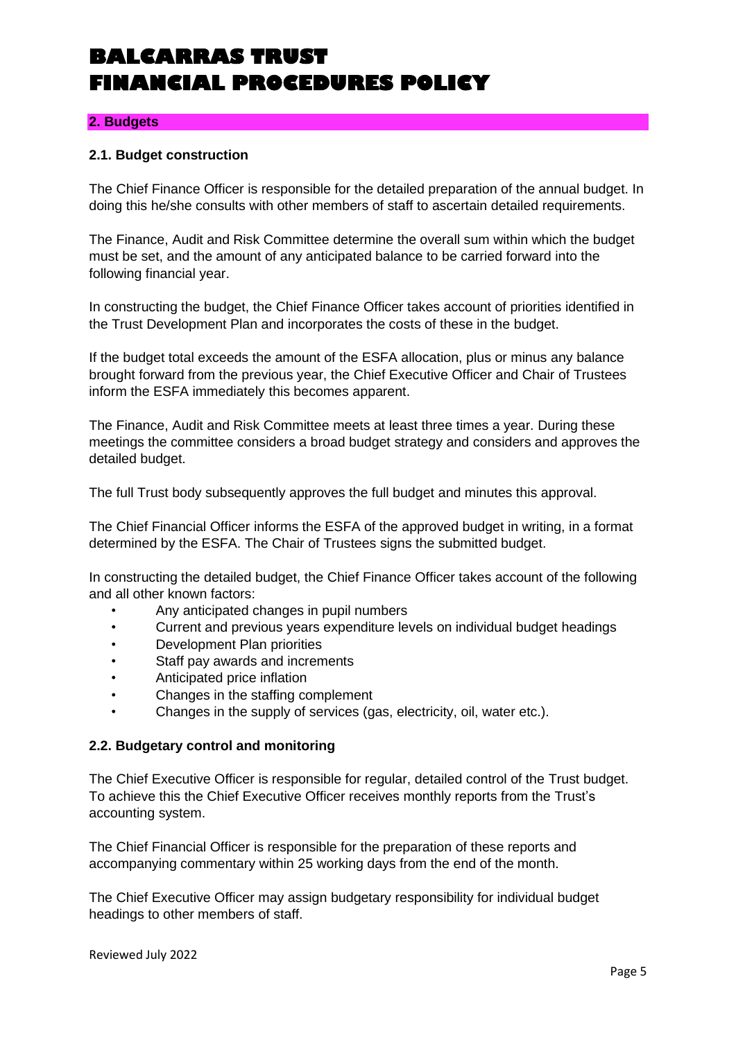## 2. Budgets

### 2.1. Budget construction

The Chief Finance Officer is responsible for the detailed preparation of the annual budget. In doing this he/she consults with other members of staff to ascertain detailed requirements.

The Finance, Audit and Risk Committee determine the overall sum within which the budget must be set, and the amount of any anticipated balance to be carried forward into the following financial year.

In constructing the budget, the Chief Finance Officer takes account of priorities identified in the Trust Development Plan and incorporates the costs of these in the budget.

If the budget total exceeds the amount of the ESFA allocation, plus or minus any balance brought forward from the previous year, the Chief Executive Officer and Chair of Trustees inform the ESFA immediately this becomes apparent.

The Finance, Audit and Risk Committee meets at least three times a year. During these meetings the committee considers a broad budget strategy and considers and approves the detailed budget.

The full Trust body subsequently approves the full budget and minutes this approval.

The Chief Financial Officer informs the ESFA of the approved budget in writing, in a format determined by the ESFA. The Chair of Trustees signs the submitted budget.

In constructing the detailed budget, the Chief Finance Officer takes account of the following and all other known factors:

- Any anticipated changes in pupil numbers
- Current and previous years expenditure levels on individual budget headings
- Development Plan priorities
- Staff pay awards and increments
- Anticipated price inflation
- Changes in the staffing complement
- Changes in the supply of services (gas, electricity, oil, water etc.).

### 2.2. Budgetary control and monitoring

The Chief Executive Officer is responsible for regular, detailed control of the Trust budget. To achieve this the Chief Executive Officer receives monthly reports from the Trust's accounting system.

The Chief Financial Officer is responsible for the preparation of these reports and accompanying commentary within 25 working days from the end of the month.

The Chief Executive Officer may assign budgetary responsibility for individual budget headings to other members of staff.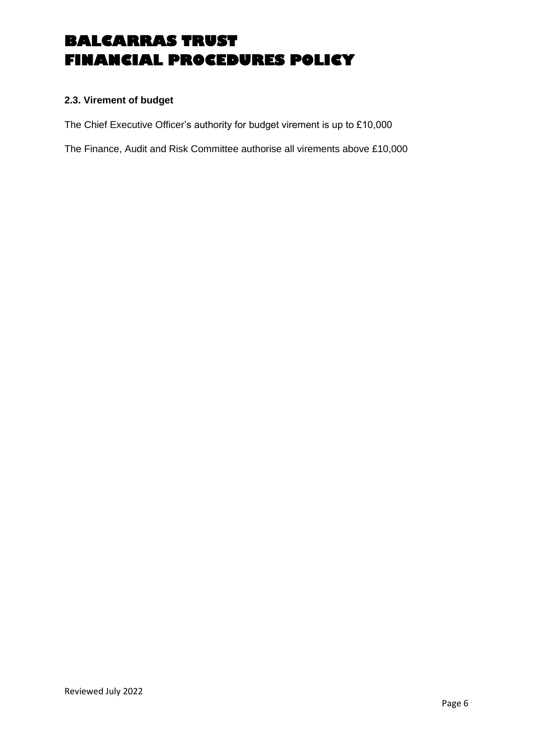### 2.3. Virement of budget

The Chief Executive Officer's authority for budget virement is up to £10,000

The Finance, Audit and Risk Committee authorise all virements above £10,000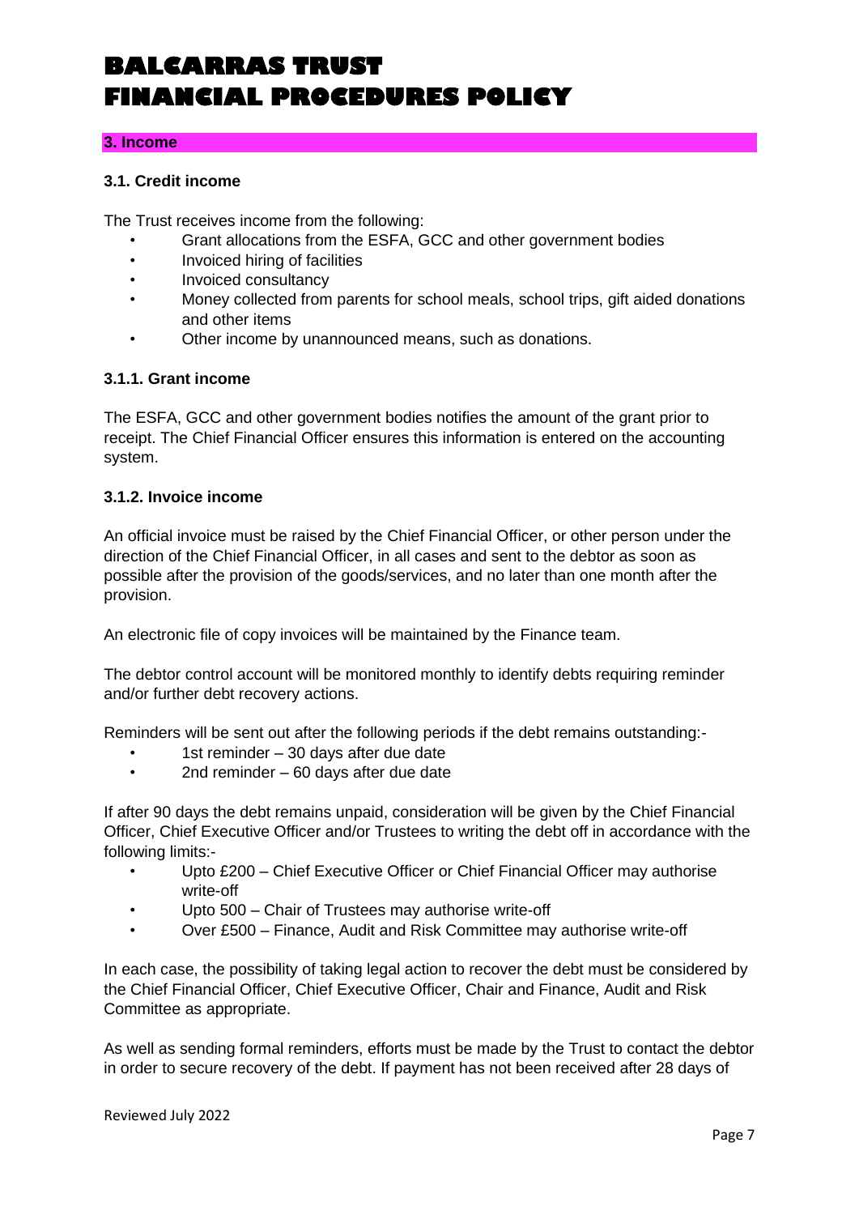## 3. Income

### 3.1. Credit income

The Trust receives income from the following:

- Grant allocations from the ESFA, GCC and other government bodies
- Invoiced hiring of facilities
- Invoiced consultancy
- Money collected from parents for school meals, school trips, gift aided donations and other items
- Other income by unannounced means, such as donations.

#### 3.1.1. Grant income

The ESFA, GCC and other government bodies notifies the amount of the grant prior to receipt. The Chief Financial Officer ensures this information is entered on the accounting system.

#### 3.1.2. Invoice income

An official invoice must be raised by the Chief Financial Officer, or other person under the direction of the Chief Financial Officer, in all cases and sent to the debtor as soon as possible after the provision of the goods/services, and no later than one month after the provision.

An electronic file of copy invoices will be maintained by the Finance team.

The debtor control account will be monitored monthly to identify debts requiring reminder and/or further debt recovery actions.

Reminders will be sent out after the following periods if the debt remains outstanding:-

- 1st reminder – 30 days after due date
- 2nd reminder – 60 days after due date

If after 90 days the debt remains unpaid, consideration will be given by the Chief Financial Officer, Chief Executive Officer and/or Trustees to writing the debt off in accordance with the following limits:-

- Upto £200 – Chief Executive Officer or Chief Financial Officer may authorise write-off
- Upto 500 – Chair of Trustees may authorise write-off
- Over £500 – Finance, Audit and Risk Committee may authorise write-off

In each case, the possibility of taking legal action to recover the debt must be considered by the Chief Financial Officer, Chief Executive Officer, Chair and Finance, Audit and Risk Committee as appropriate.

As well as sending formal reminders, efforts must be made by the Trust to contact the debtor in order to secure recovery of the debt. If payment has not been received after 28 days of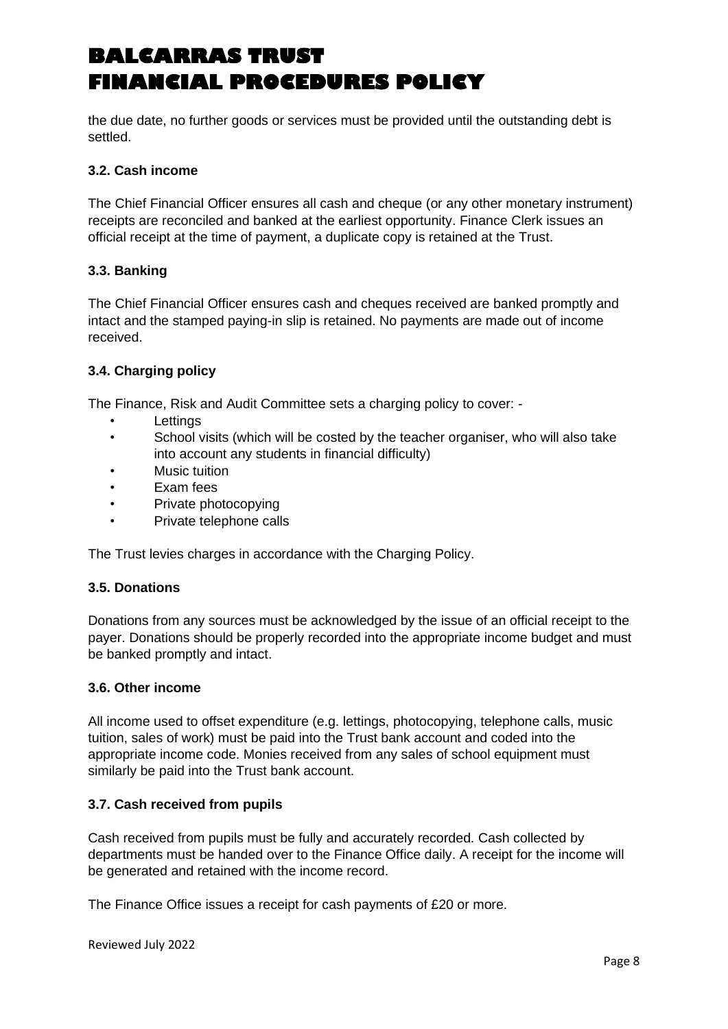the due date, no further goods or services must be provided until the outstanding debt is settled.

### 3.2. Cash income

The Chief Financial Officer ensures all cash and cheque (or any other monetary instrument) receipts are reconciled and banked at the earliest opportunity. Finance Clerk issues an official receipt at the time of payment, a duplicate copy is retained at the Trust.

### 3.3. Banking

The Chief Financial Officer ensures cash and cheques received are banked promptly and intact and the stamped paying-in slip is retained. No payments are made out of income received.

### 3.4. Charging policy

The Finance, Risk and Audit Committee sets a charging policy to cover: -

- Lettings
- School visits (which will be costed by the teacher organiser, who will also take into account any students in financial difficulty)
- Music tuition
- Exam fees
- Private photocopying
- Private telephone calls

The Trust levies charges in accordance with the Charging Policy.

### 3.5. Donations

Donations from any sources must be acknowledged by the issue of an official receipt to the payer. Donations should be properly recorded into the appropriate income budget and must be banked promptly and intact.

### 3.6. Other income

All income used to offset expenditure (e.g. lettings, photocopying, telephone calls, music tuition, sales of work) must be paid into the Trust bank account and coded into the appropriate income code. Monies received from any sales of school equipment must similarly be paid into the Trust bank account.

### 3.7. Cash received from pupils

Cash received from pupils must be fully and accurately recorded. Cash collected by departments must be handed over to the Finance Office daily. A receipt for the income will be generated and retained with the income record.

The Finance Office issues a receipt for cash payments of £20 or more.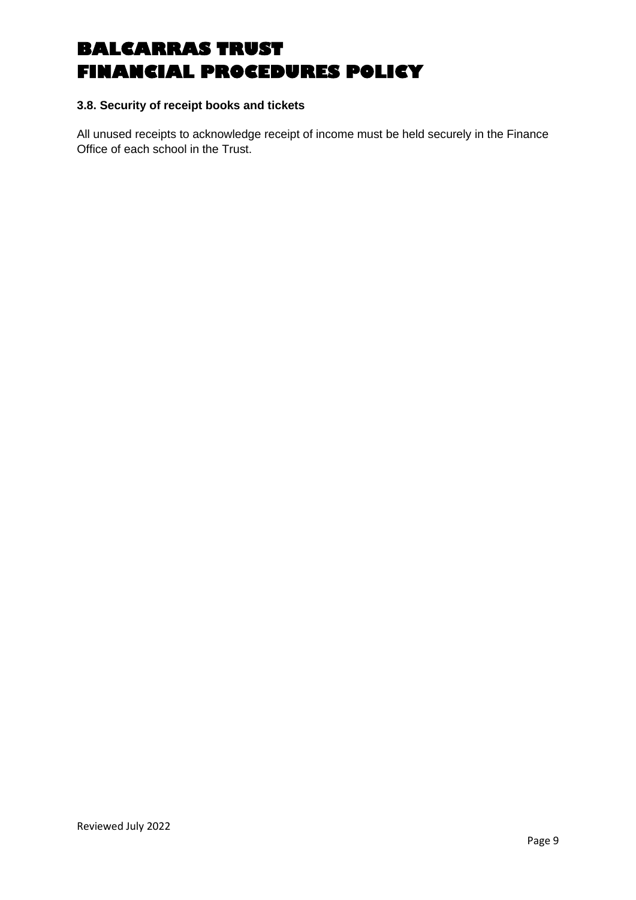### 3.8. Security of receipt books and tickets

All unused receipts to acknowledge receipt of income must be held securely in the Finance Office of each school in the Trust.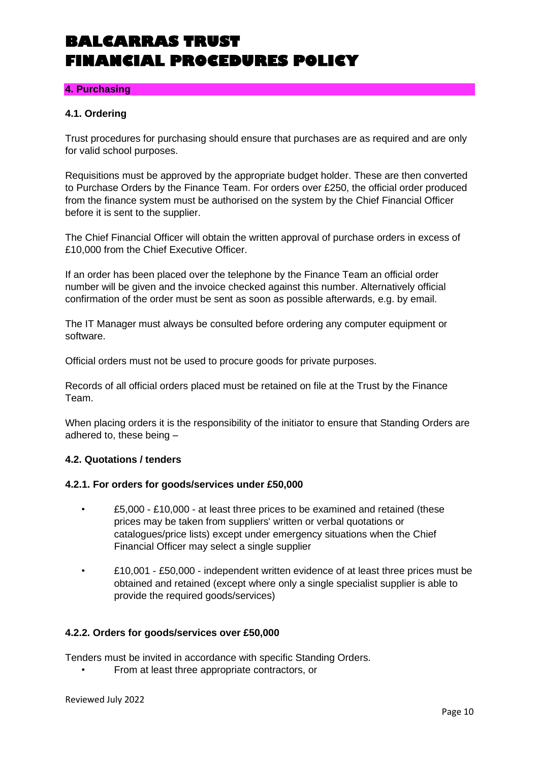## 4. Purchasing

### 4.1. Ordering

Trust procedures for purchasing should ensure that purchases are as required and are only for valid school purposes.

Requisitions must be approved by the appropriate budget holder. These are then converted to Purchase Orders by the Finance Team. For orders over £250, the official order produced from the finance system must be authorised on the system by the Chief Financial Officer before it is sent to the supplier.

The Chief Financial Officer will obtain the written approval of purchase orders in excess of £10,000 from the Chief Executive Officer.

If an order has been placed over the telephone by the Finance Team an official order number will be given and the invoice checked against this number. Alternatively official confirmation of the order must be sent as soon as possible afterwards, e.g. by email.

The IT Manager must always be consulted before ordering any computer equipment or software.

Official orders must not be used to procure goods for private purposes.

Records of all official orders placed must be retained on file at the Trust by the Finance Team.

When placing orders it is the responsibility of the initiator to ensure that Standing Orders are adhered to, these being –

### 4.2. Quotations / tenders

#### 4.2.1. For orders for goods/services under £50,000

- £5,000 - £10,000 - at least three prices to be examined and retained (these prices may be taken from suppliers' written or verbal quotations or catalogues/price lists) except under emergency situations when the Chief Financial Officer may select a single supplier
- £10,001 - £50,000 - independent written evidence of at least three prices must be obtained and retained (except where only a single specialist supplier is able to provide the required goods/services)

#### 4.2.2. Orders for goods/services over £50,000

Tenders must be invited in accordance with specific Standing Orders.

- From at least three appropriate contractors, or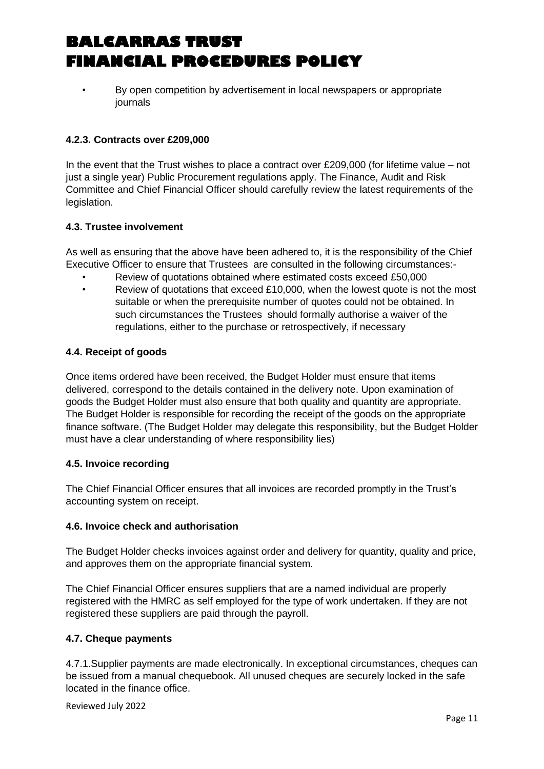- By open competition by advertisement in local newspapers or appropriate journals

### 4.2.3. Contracts over £209,000

In the event that the Trust wishes to place a contract over £209,000 (for lifetime value – not just a single year) Public Procurement regulations apply. The Finance, Audit and Risk Committee and Chief Financial Officer should carefully review the latest requirements of the legislation.

### 4.3. Trustee involvement

As well as ensuring that the above have been adhered to, it is the responsibility of the Chief Executive Officer to ensure that Trustees are consulted in the following circumstances:-

- Review of quotations obtained where estimated costs exceed £50,000
- Review of quotations that exceed £10,000, when the lowest quote is not the most suitable or when the prerequisite number of quotes could not be obtained. In such circumstances the Trustees should formally authorise a waiver of the regulations, either to the purchase or retrospectively, if necessary

### 4.4. Receipt of goods

Once items ordered have been received, the Budget Holder must ensure that items delivered, correspond to the details contained in the delivery note. Upon examination of goods the Budget Holder must also ensure that both quality and quantity are appropriate. The Budget Holder is responsible for recording the receipt of the goods on the appropriate finance software. (The Budget Holder may delegate this responsibility, but the Budget Holder must have a clear understanding of where responsibility lies)

### 4.5. Invoice recording

The Chief Financial Officer ensures that all invoices are recorded promptly in the Trust's accounting system on receipt.

### 4.6. Invoice check and authorisation

The Budget Holder checks invoices against order and delivery for quantity, quality and price, and approves them on the appropriate financial system.

The Chief Financial Officer ensures suppliers that are a named individual are properly registered with the HMRC as self employed for the type of work undertaken. If they are not registered these suppliers are paid through the payroll.

### 4.7. Cheque payments

4.7.1.Supplier payments are made electronically. In exceptional circumstances, cheques can be issued from a manual chequebook. All unused cheques are securely locked in the safe located in the finance office.

Reviewed July 2022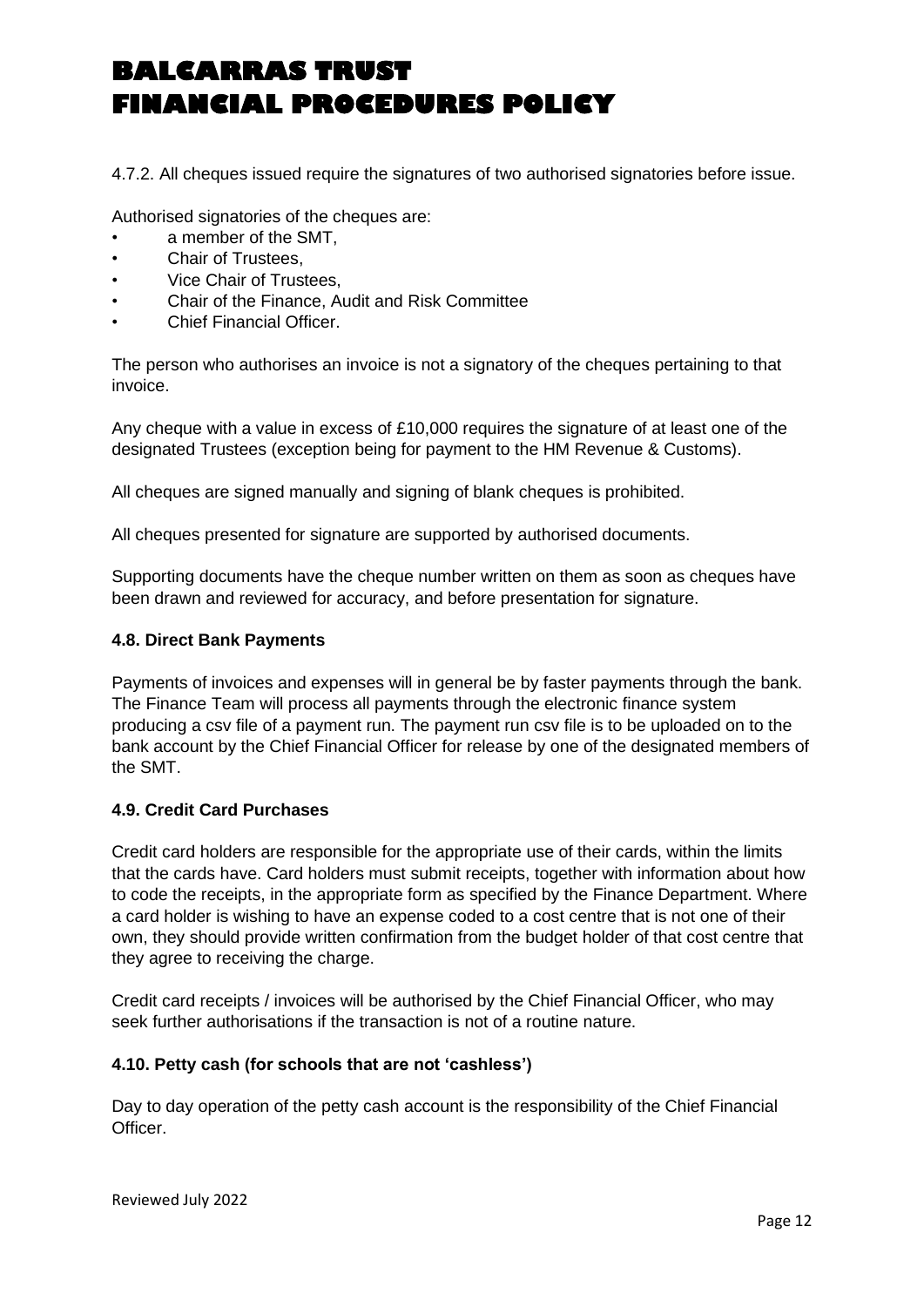4.7.2. All cheques issued require the signatures of two authorised signatories before issue.

Authorised signatories of the cheques are:

- a member of the SMT,
- Chair of Trustees,
- Vice Chair of Trustees,
- Chair of the Finance, Audit and Risk Committee
- Chief Financial Officer.

The person who authorises an invoice is not a signatory of the cheques pertaining to that invoice.

Any cheque with a value in excess of £10,000 requires the signature of at least one of the designated Trustees (exception being for payment to the HM Revenue & Customs).

All cheques are signed manually and signing of blank cheques is prohibited.

All cheques presented for signature are supported by authorised documents.

Supporting documents have the cheque number written on them as soon as cheques have been drawn and reviewed for accuracy, and before presentation for signature.

### 4.8. Direct Bank Payments

Payments of invoices and expenses will in general be by faster payments through the bank. The Finance Team will process all payments through the electronic finance system producing a csv file of a payment run. The payment run csv file is to be uploaded on to the bank account by the Chief Financial Officer for release by one of the designated members of the SMT.

### 4.9. Credit Card Purchases

Credit card holders are responsible for the appropriate use of their cards, within the limits that the cards have. Card holders must submit receipts, together with information about how to code the receipts, in the appropriate form as specified by the Finance Department. Where a card holder is wishing to have an expense coded to a cost centre that is not one of their own, they should provide written confirmation from the budget holder of that cost centre that they agree to receiving the charge.

Credit card receipts / invoices will be authorised by the Chief Financial Officer, who may seek further authorisations if the transaction is not of a routine nature.

### 4.10. Petty cash (for schools that are not 'cashless')

Day to day operation of the petty cash account is the responsibility of the Chief Financial Officer.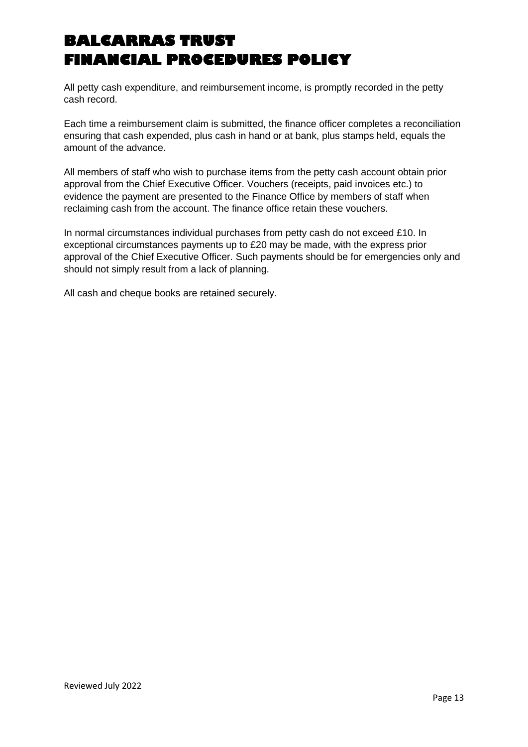All petty cash expenditure, and reimbursement income, is promptly recorded in the petty cash record.

Each time a reimbursement claim is submitted, the finance officer completes a reconciliation ensuring that cash expended, plus cash in hand or at bank, plus stamps held, equals the amount of the advance.

All members of staff who wish to purchase items from the petty cash account obtain prior approval from the Chief Executive Officer. Vouchers (receipts, paid invoices etc.) to evidence the payment are presented to the Finance Office by members of staff when reclaiming cash from the account. The finance office retain these vouchers.

In normal circumstances individual purchases from petty cash do not exceed £10. In exceptional circumstances payments up to £20 may be made, with the express prior approval of the Chief Executive Officer. Such payments should be for emergencies only and should not simply result from a lack of planning.

All cash and cheque books are retained securely.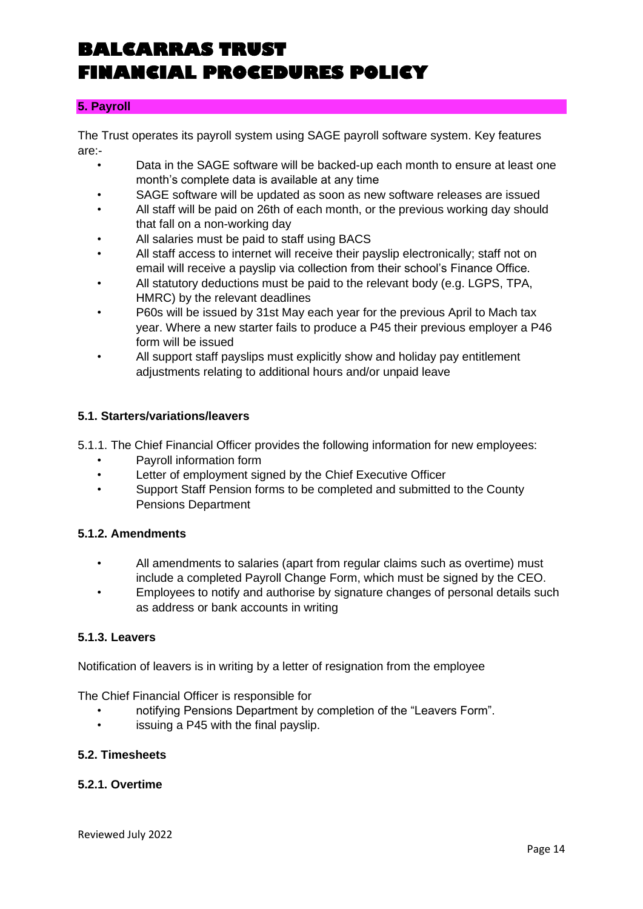## 5. Payroll

The Trust operates its payroll system using SAGE payroll software system. Key features are:-

- Data in the SAGE software will be backed-up each month to ensure at least one month's complete data is available at any time
- SAGE software will be updated as soon as new software releases are issued
- All staff will be paid on 26th of each month, or the previous working day should that fall on a non-working day
- All salaries must be paid to staff using BACS
- All staff access to internet will receive their payslip electronically; staff not on email will receive a payslip via collection from their school's Finance Office.
- All statutory deductions must be paid to the relevant body (e.g. LGPS, TPA, HMRC) by the relevant deadlines
- P60s will be issued by 31st May each year for the previous April to Mach tax year. Where a new starter fails to produce a P45 their previous employer a P46 form will be issued
- All support staff payslips must explicitly show and holiday pay entitlement adjustments relating to additional hours and/or unpaid leave

### 5.1. Starters/variations/leavers

5.1.1. The Chief Financial Officer provides the following information for new employees:

- Payroll information form
- Letter of employment signed by the Chief Executive Officer
- Support Staff Pension forms to be completed and submitted to the County Pensions Department

### 5.1.2. Amendments

- All amendments to salaries (apart from regular claims such as overtime) must include a completed Payroll Change Form, which must be signed by the CEO.
- Employees to notify and authorise by signature changes of personal details such as address or bank accounts in writing

### 5.1.3. Leavers

Notification of leavers is in writing by a letter of resignation from the employee

The Chief Financial Officer is responsible for

- notifying Pensions Department by completion of the "Leavers Form".
- issuing a P45 with the final payslip.

### 5.2. Timesheets

### 5.2.1. Overtime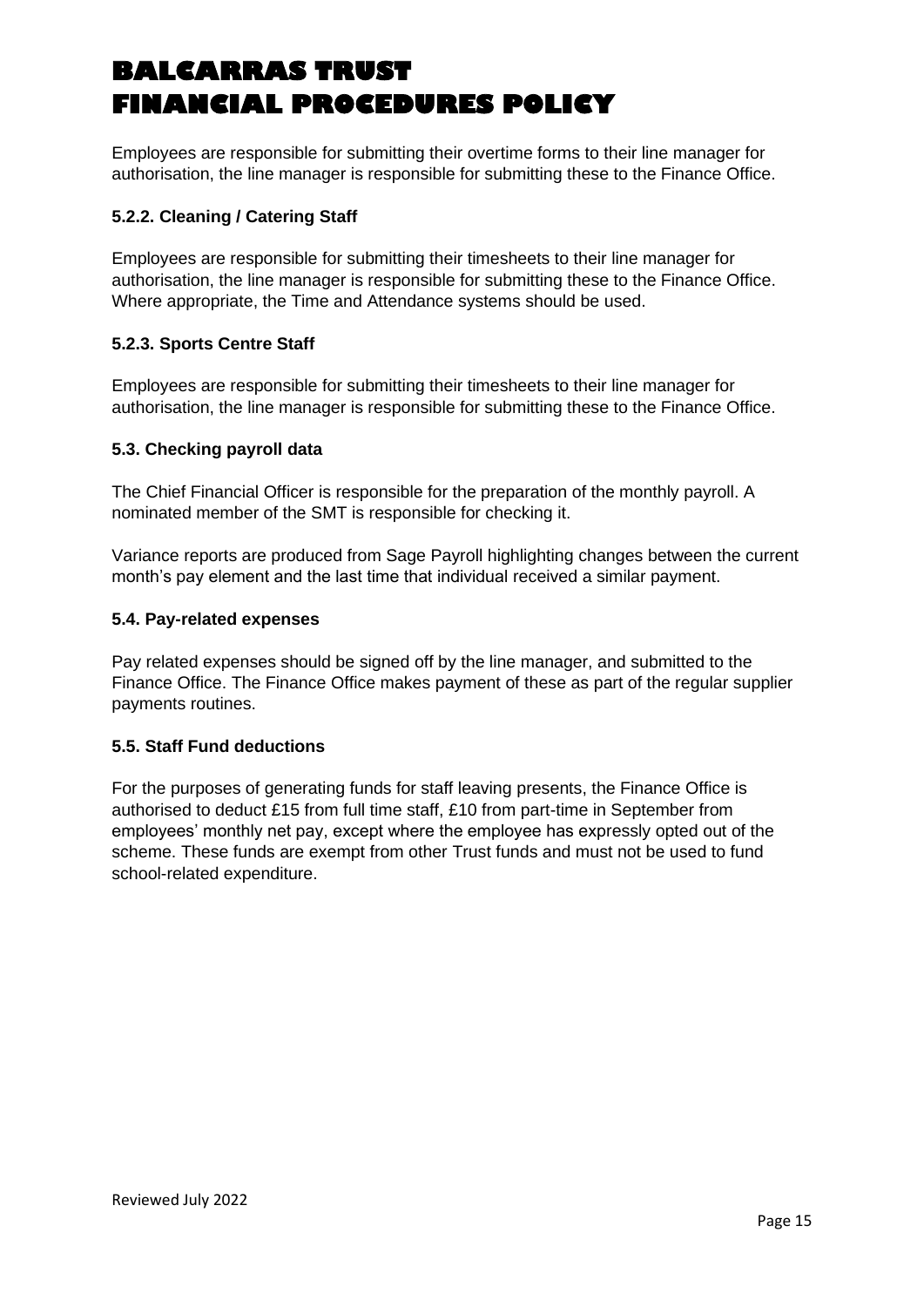Employees are responsible for submitting their overtime forms to their line manager for authorisation, the line manager is responsible for submitting these to the Finance Office.

### 5.2.2. Cleaning / Catering Staff

Employees are responsible for submitting their timesheets to their line manager for authorisation, the line manager is responsible for submitting these to the Finance Office. Where appropriate, the Time and Attendance systems should be used.

### 5.2.3. Sports Centre Staff

Employees are responsible for submitting their timesheets to their line manager for authorisation, the line manager is responsible for submitting these to the Finance Office.

### 5.3. Checking payroll data

The Chief Financial Officer is responsible for the preparation of the monthly payroll. A nominated member of the SMT is responsible for checking it.

Variance reports are produced from Sage Payroll highlighting changes between the current month's pay element and the last time that individual received a similar payment.

### 5.4. Pay-related expenses

Pay related expenses should be signed off by the line manager, and submitted to the Finance Office. The Finance Office makes payment of these as part of the regular supplier payments routines.

### 5.5. Staff Fund deductions

For the purposes of generating funds for staff leaving presents, the Finance Office is authorised to deduct £15 from full time staff, £10 from part-time in September from employees' monthly net pay, except where the employee has expressly opted out of the scheme. These funds are exempt from other Trust funds and must not be used to fund school-related expenditure.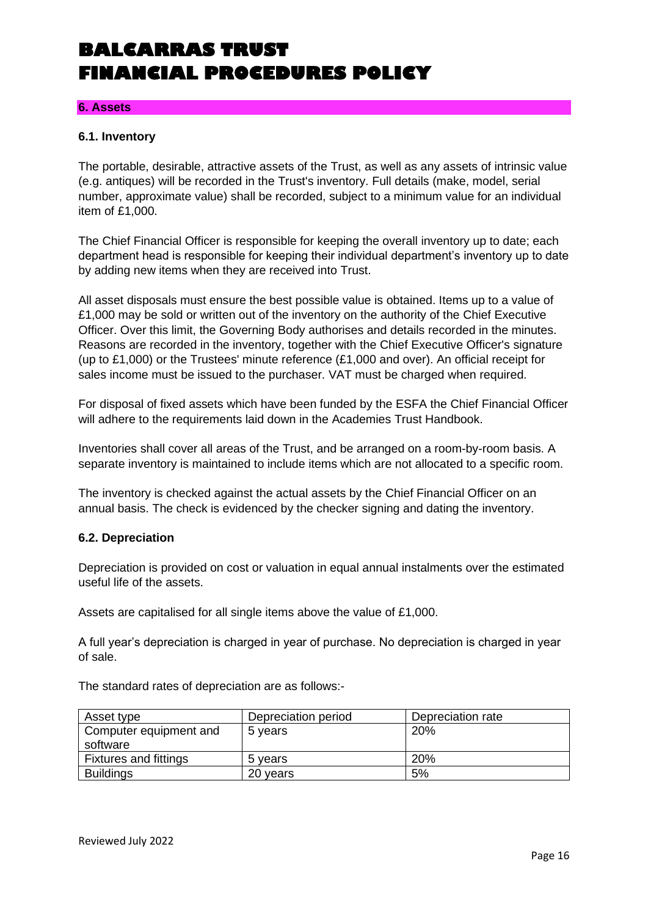## 6. Assets

### 6.1. Inventory

The portable, desirable, attractive assets of the Trust, as well as any assets of intrinsic value (e.g. antiques) will be recorded in the Trust's inventory. Full details (make, model, serial number, approximate value) shall be recorded, subject to a minimum value for an individual item of £1,000.

The Chief Financial Officer is responsible for keeping the overall inventory up to date; each department head is responsible for keeping their individual department's inventory up to date by adding new items when they are received into Trust.

All asset disposals must ensure the best possible value is obtained. Items up to a value of £1,000 may be sold or written out of the inventory on the authority of the Chief Executive Officer. Over this limit, the Governing Body authorises and details recorded in the minutes. Reasons are recorded in the inventory, together with the Chief Executive Officer's signature (up to £1,000) or the Trustees' minute reference (£1,000 and over). An official receipt for sales income must be issued to the purchaser. VAT must be charged when required.

For disposal of fixed assets which have been funded by the ESFA the Chief Financial Officer will adhere to the requirements laid down in the Academies Trust Handbook.

Inventories shall cover all areas of the Trust, and be arranged on a room-by-room basis. A separate inventory is maintained to include items which are not allocated to a specific room.

The inventory is checked against the actual assets by the Chief Financial Officer on an annual basis. The check is evidenced by the checker signing and dating the inventory.

### 6.2. Depreciation

Depreciation is provided on cost or valuation in equal annual instalments over the estimated useful life of the assets.

Assets are capitalised for all single items above the value of £1,000.

A full year's depreciation is charged in year of purchase. No depreciation is charged in year of sale.

The standard rates of depreciation are as follows:-

| Asset type | Depreciation period | Depreciation rate |
|---|---|---|
| Computer equipment and software | 5 years | 20% |
| Fixtures and fittings | 5 years | 20% |
| Buildings | 20 years | 5% |

Reviewed July 2022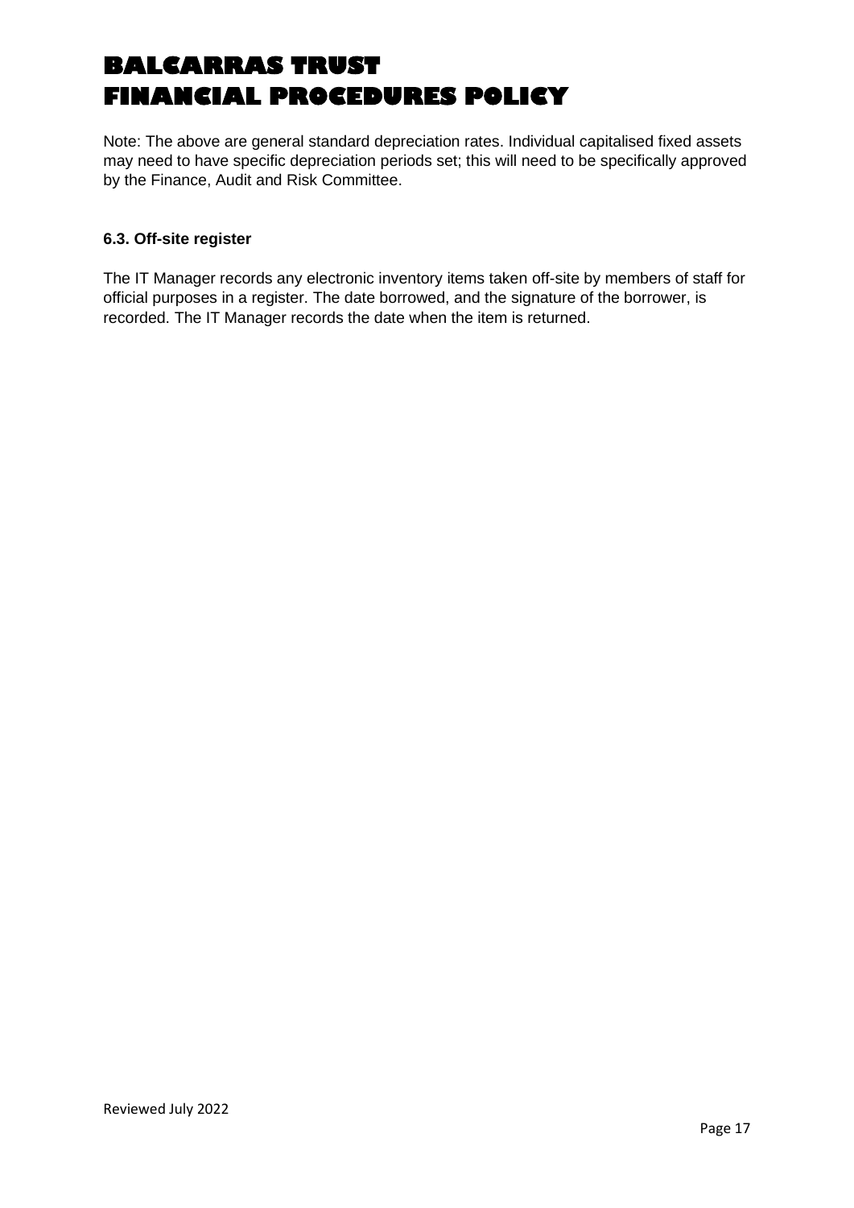Note: The above are general standard depreciation rates. Individual capitalised fixed assets may need to have specific depreciation periods set; this will need to be specifically approved by the Finance, Audit and Risk Committee.

### 6.3. Off-site register

The IT Manager records any electronic inventory items taken off-site by members of staff for official purposes in a register. The date borrowed, and the signature of the borrower, is recorded. The IT Manager records the date when the item is returned.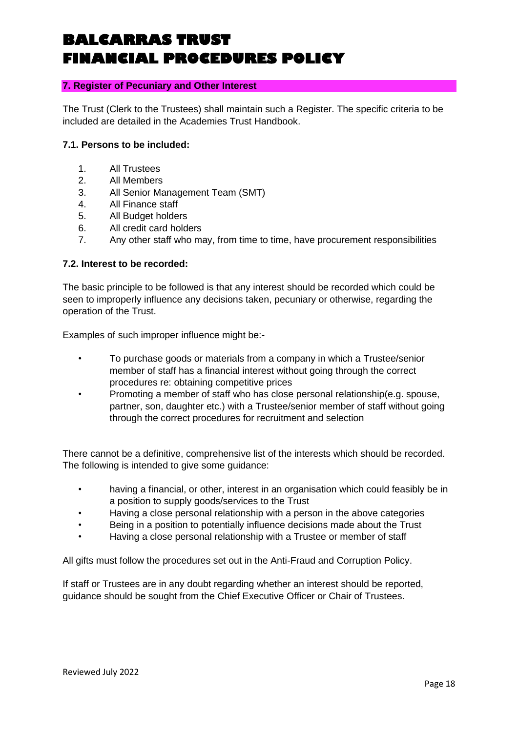## 7. Register of Pecuniary and Other Interest

The Trust (Clerk to the Trustees) shall maintain such a Register. The specific criteria to be included are detailed in the Academies Trust Handbook.

### 7.1. Persons to be included:

1. All Trustees
2. All Members
3. All Senior Management Team (SMT)
4. All Finance staff
5. All Budget holders
6. All credit card holders
7. Any other staff who may, from time to time, have procurement responsibilities

### 7.2. Interest to be recorded:

The basic principle to be followed is that any interest should be recorded which could be seen to improperly influence any decisions taken, pecuniary or otherwise, regarding the operation of the Trust.

Examples of such improper influence might be:-

- To purchase goods or materials from a company in which a Trustee/senior member of staff has a financial interest without going through the correct procedures re: obtaining competitive prices
- Promoting a member of staff who has close personal relationship(e.g. spouse, partner, son, daughter etc.) with a Trustee/senior member of staff without going through the correct procedures for recruitment and selection

There cannot be a definitive, comprehensive list of the interests which should be recorded. The following is intended to give some guidance:

- having a financial, or other, interest in an organisation which could feasibly be in a position to supply goods/services to the Trust
- Having a close personal relationship with a person in the above categories
- Being in a position to potentially influence decisions made about the Trust
- Having a close personal relationship with a Trustee or member of staff

All gifts must follow the procedures set out in the Anti-Fraud and Corruption Policy.

If staff or Trustees are in any doubt regarding whether an interest should be reported, guidance should be sought from the Chief Executive Officer or Chair of Trustees.

Reviewed July 2022